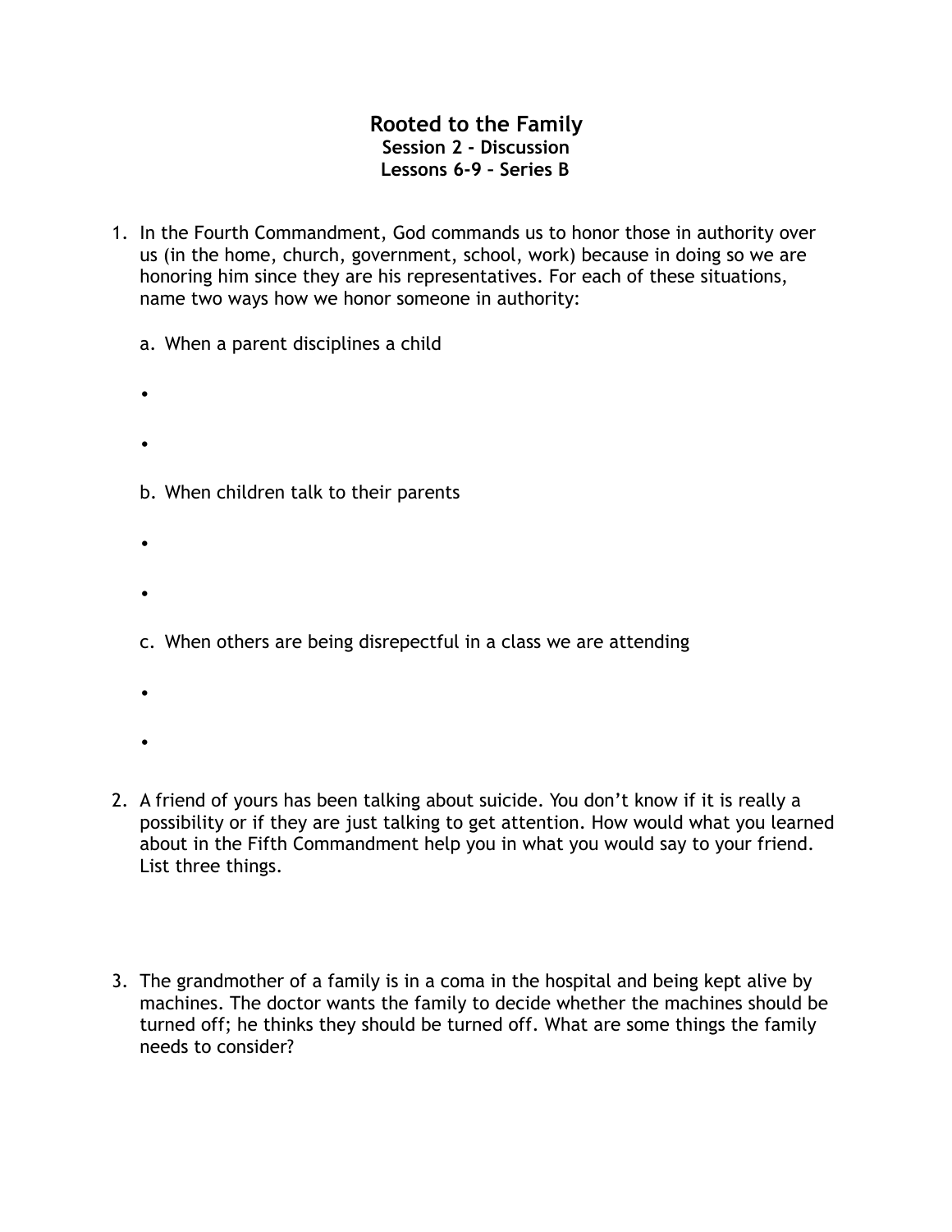# Rooted to the Family

### Session 2 - Discussion
### Lessons 6-9 – Series B

1. In the Fourth Commandment, God commands us to honor those in authority over us (in the home, church, government, school, work) because in doing so we are honoring him since they are his representatives. For each of these situations, name two ways how we honor someone in authority:

   a. When a parent disciplines a child

   - 
   - 

   b. When children talk to their parents

   - 
   - 

   c. When others are being disrepectful in a class we are attending

   - 
   - 

2. A friend of yours has been talking about suicide. You don't know if it is really a possibility or if they are just talking to get attention. How would what you learned about in the Fifth Commandment help you in what you would say to your friend. List three things.

3. The grandmother of a family is in a coma in the hospital and being kept alive by machines. The doctor wants the family to decide whether the machines should be turned off; he thinks they should be turned off. What are some things the family needs to consider?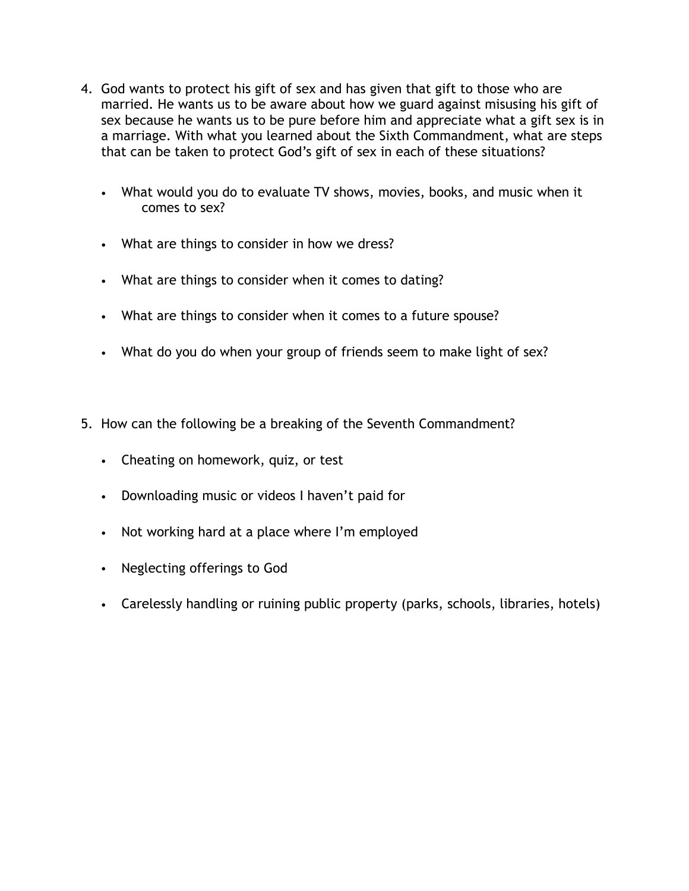4. God wants to protect his gift of sex and has given that gift to those who are married. He wants us to be aware about how we guard against misusing his gift of sex because he wants us to be pure before him and appreciate what a gift sex is in a marriage. With what you learned about the Sixth Commandment, what are steps that can be taken to protect God's gift of sex in each of these situations?

   - What would you do to evaluate TV shows, movies, books, and music when it comes to sex?
   - What are things to consider in how we dress?
   - What are things to consider when it comes to dating?
   - What are things to consider when it comes to a future spouse?
   - What do you do when your group of friends seem to make light of sex?

5. How can the following be a breaking of the Seventh Commandment?

   - Cheating on homework, quiz, or test
   - Downloading music or videos I haven't paid for
   - Not working hard at a place where I'm employed
   - Neglecting offerings to God
   - Carelessly handling or ruining public property (parks, schools, libraries, hotels)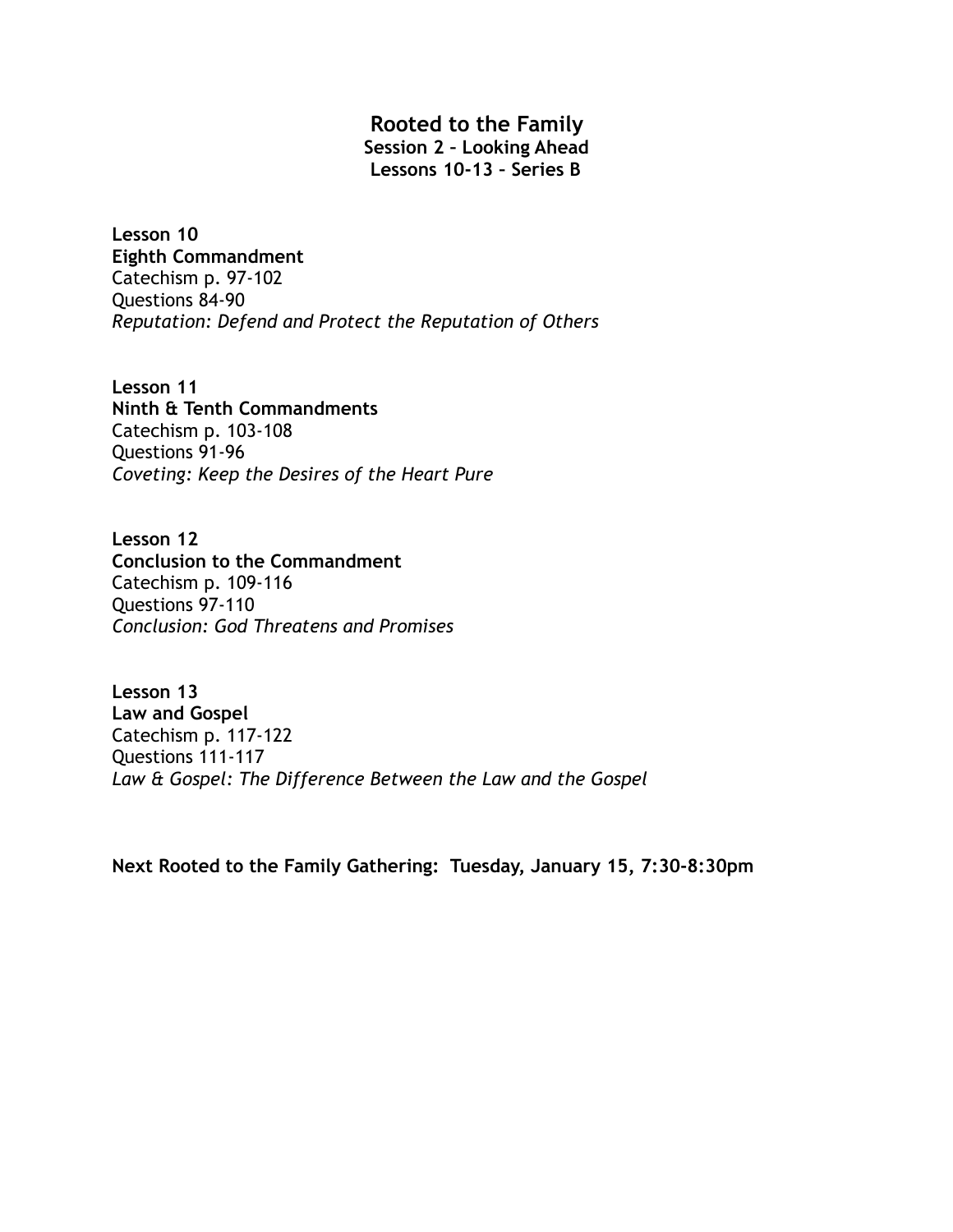# Rooted to the Family

**Session 2 – Looking Ahead**
**Lessons 10-13 – Series B**

**Lesson 10**
**Eighth Commandment**
Catechism p. 97-102
Questions 84-90
*Reputation: Defend and Protect the Reputation of Others*

**Lesson 11**
**Ninth & Tenth Commandments**
Catechism p. 103-108
Questions 91-96
*Coveting: Keep the Desires of the Heart Pure*

**Lesson 12**
**Conclusion to the Commandment**
Catechism p. 109-116
Questions 97-110
*Conclusion: God Threatens and Promises*

**Lesson 13**
**Law and Gospel**
Catechism p. 117-122
Questions 111-117
*Law & Gospel: The Difference Between the Law and the Gospel*

**Next Rooted to the Family Gathering: Tuesday, January 15, 7:30-8:30pm**